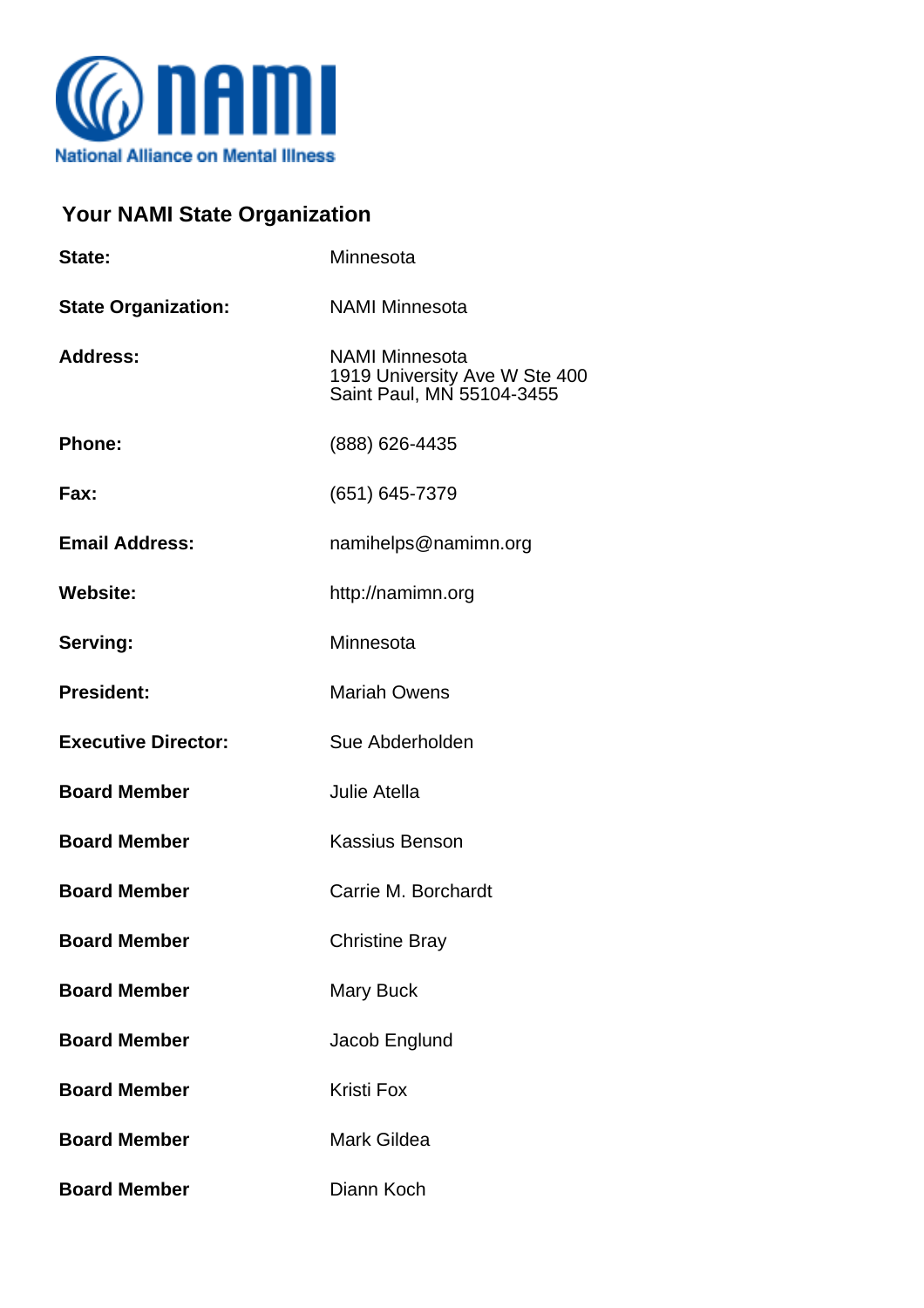National Alliance on Mental Illness

## Your NAMI State Organization

| | |
|---|---|
| **State:** | Minnesota |
| **State Organization:** | NAMI Minnesota |
| **Address:** | NAMI Minnesota<br>1919 University Ave W Ste 400<br>Saint Paul, MN 55104-3455 |
| **Phone:** | (888) 626-4435 |
| **Fax:** | (651) 645-7379 |
| **Email Address:** | namihelps@namimn.org |
| **Website:** | http://namimn.org |
| **Serving:** | Minnesota |
| **President:** | Mariah Owens |
| **Executive Director:** | Sue Abderholden |
| **Board Member** | Julie Atella |
| **Board Member** | Kassius Benson |
| **Board Member** | Carrie M. Borchardt |
| **Board Member** | Christine Bray |
| **Board Member** | Mary Buck |
| **Board Member** | Jacob Englund |
| **Board Member** | Kristi Fox |
| **Board Member** | Mark Gildea |
| **Board Member** | Diann Koch |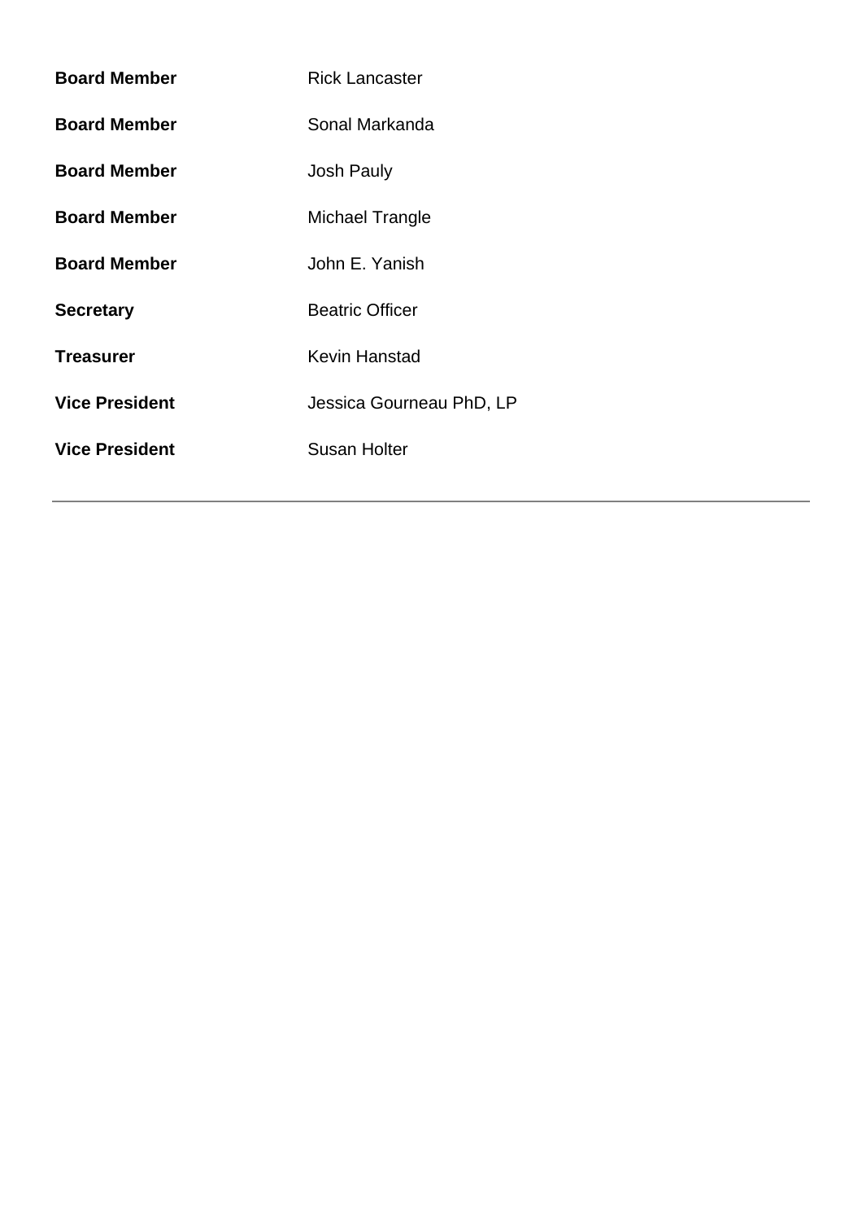| | |
|---|---|
| **Board Member** | Rick Lancaster |
| **Board Member** | Sonal Markanda |
| **Board Member** | Josh Pauly |
| **Board Member** | Michael Trangle |
| **Board Member** | John E. Yanish |
| **Secretary** | Beatric Officer |
| **Treasurer** | Kevin Hanstad |
| **Vice President** | Jessica Gourneau PhD, LP |
| **Vice President** | Susan Holter |

---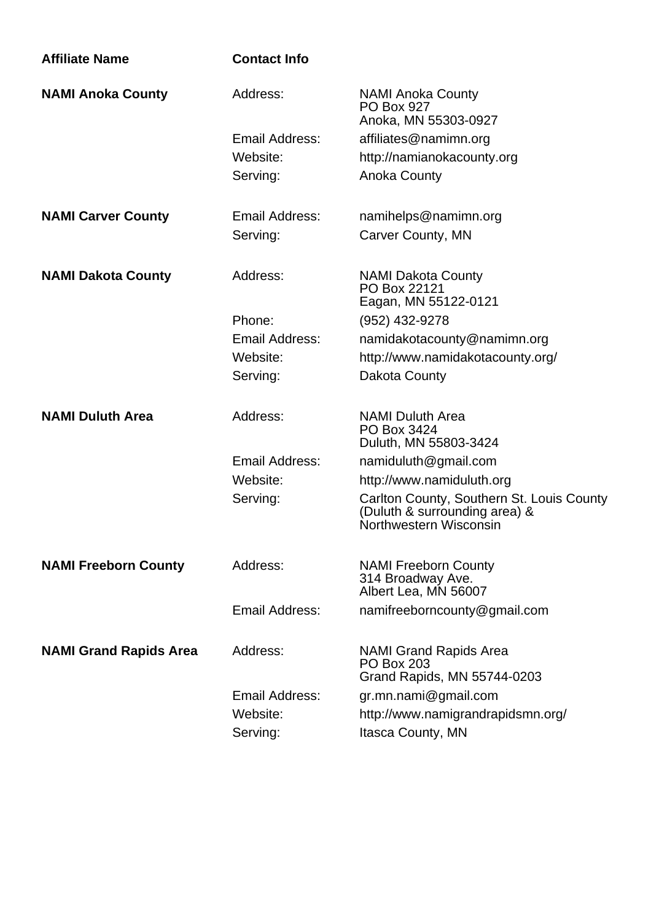| Affiliate Name | Contact Info | |
|---|---|---|
| **NAMI Anoka County** | Address: | NAMI Anoka County<br>PO Box 927<br>Anoka, MN 55303-0927 |
| | Email Address: | affiliates@namimn.org |
| | Website: | http://namianokacounty.org |
| | Serving: | Anoka County |
| **NAMI Carver County** | Email Address: | namihelps@namimn.org |
| | Serving: | Carver County, MN |
| **NAMI Dakota County** | Address: | NAMI Dakota County<br>PO Box 22121<br>Eagan, MN 55122-0121 |
| | Phone: | (952) 432-9278 |
| | Email Address: | namidakotacounty@namimn.org |
| | Website: | http://www.namidakotacounty.org/ |
| | Serving: | Dakota County |
| **NAMI Duluth Area** | Address: | NAMI Duluth Area<br>PO Box 3424<br>Duluth, MN 55803-3424 |
| | Email Address: | namiduluth@gmail.com |
| | Website: | http://www.namiduluth.org |
| | Serving: | Carlton County, Southern St. Louis County (Duluth & surrounding area) & Northwestern Wisconsin |
| **NAMI Freeborn County** | Address: | NAMI Freeborn County<br>314 Broadway Ave.<br>Albert Lea, MN 56007 |
| | Email Address: | namifreeborncounty@gmail.com |
| **NAMI Grand Rapids Area** | Address: | NAMI Grand Rapids Area<br>PO Box 203<br>Grand Rapids, MN 55744-0203 |
| | Email Address: | gr.mn.nami@gmail.com |
| | Website: | http://www.namigrandrapidsmn.org/ |
| | Serving: | Itasca County, MN |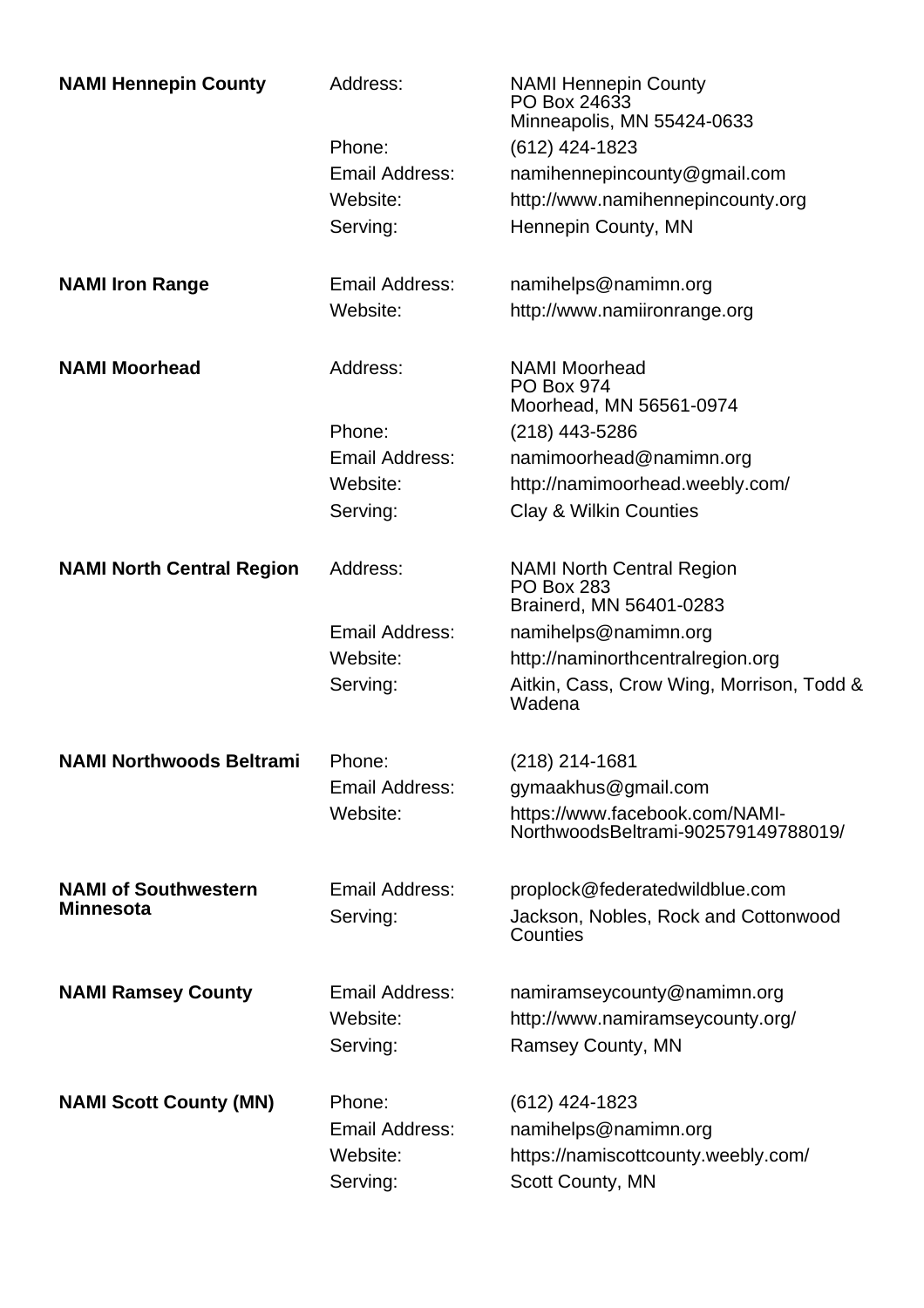**NAMI Hennepin County**

| | |
|---|---|
| Address: | NAMI Hennepin County<br>PO Box 24633<br>Minneapolis, MN 55424-0633 |
| Phone: | (612) 424-1823 |
| Email Address: | namihennepincounty@gmail.com |
| Website: | http://www.namihennepincounty.org |
| Serving: | Hennepin County, MN |

**NAMI Iron Range**

| | |
|---|---|
| Email Address: | namihelps@namimn.org |
| Website: | http://www.namiironrange.org |

**NAMI Moorhead**

| | |
|---|---|
| Address: | NAMI Moorhead<br>PO Box 974<br>Moorhead, MN 56561-0974 |
| Phone: | (218) 443-5286 |
| Email Address: | namimoorhead@namimn.org |
| Website: | http://namimoorhead.weebly.com/ |
| Serving: | Clay & Wilkin Counties |

**NAMI North Central Region**

| | |
|---|---|
| Address: | NAMI North Central Region<br>PO Box 283<br>Brainerd, MN 56401-0283 |
| Email Address: | namihelps@namimn.org |
| Website: | http://naminorthcentralregion.org |
| Serving: | Aitkin, Cass, Crow Wing, Morrison, Todd & Wadena |

**NAMI Northwoods Beltrami**

| | |
|---|---|
| Phone: | (218) 214-1681 |
| Email Address: | gymaakhus@gmail.com |
| Website: | https://www.facebook.com/NAMI-NorthwoodsBeltrami-902579149788019/ |

**NAMI of Southwestern Minnesota**

| | |
|---|---|
| Email Address: | proplock@federatedwildblue.com |
| Serving: | Jackson, Nobles, Rock and Cottonwood Counties |

**NAMI Ramsey County**

| | |
|---|---|
| Email Address: | namiramseycounty@namimn.org |
| Website: | http://www.namiramseycounty.org/ |
| Serving: | Ramsey County, MN |

**NAMI Scott County (MN)**

| | |
|---|---|
| Phone: | (612) 424-1823 |
| Email Address: | namihelps@namimn.org |
| Website: | https://namiscottcounty.weebly.com/ |
| Serving: | Scott County, MN |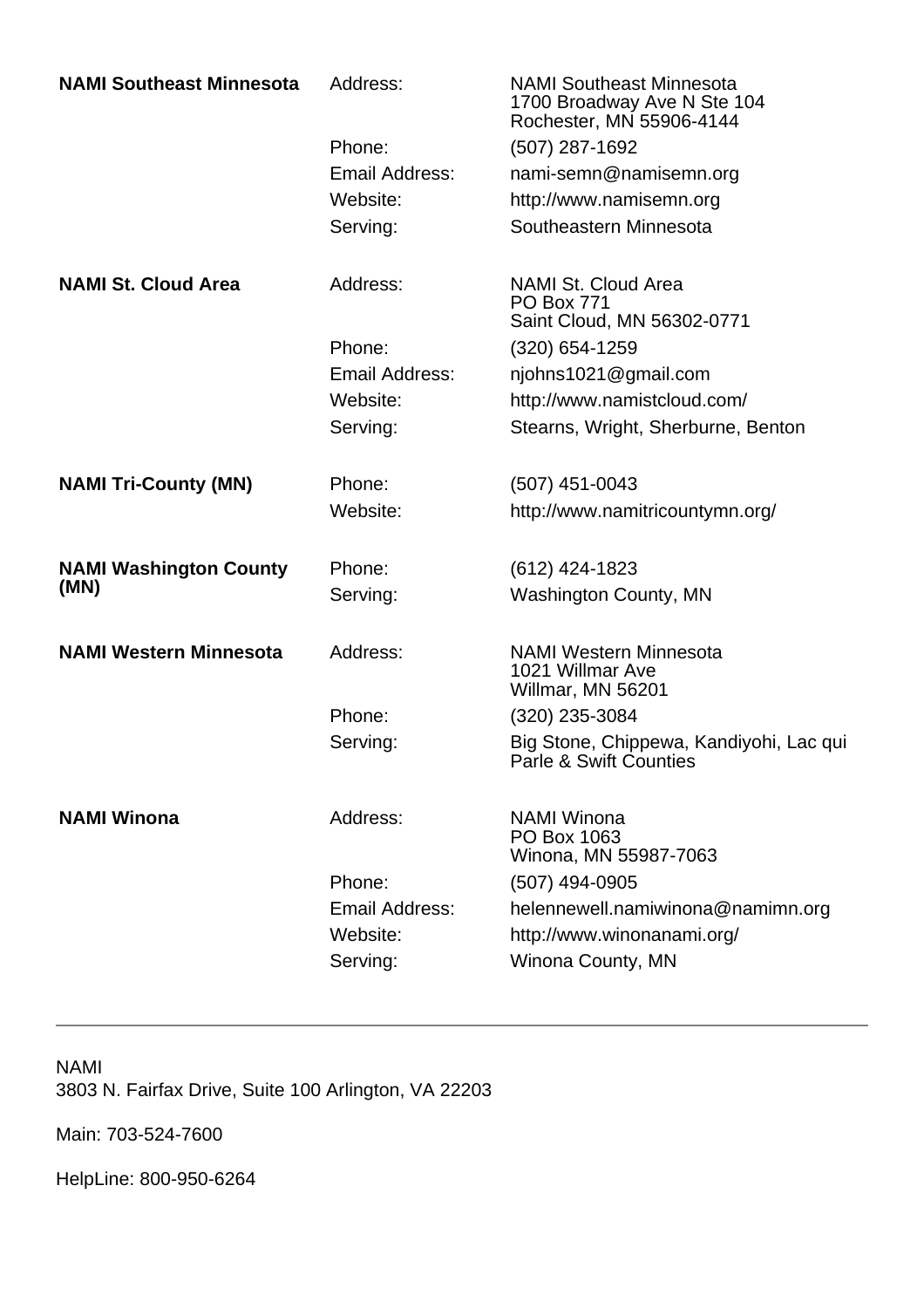| | | |
|---|---|---|
| **NAMI Southeast Minnesota** | Address: | NAMI Southeast Minnesota<br>1700 Broadway Ave N Ste 104<br>Rochester, MN 55906-4144 |
| | Phone: | (507) 287-1692 |
| | Email Address: | nami-semn@namisemn.org |
| | Website: | http://www.namisemn.org |
| | Serving: | Southeastern Minnesota |
| **NAMI St. Cloud Area** | Address: | NAMI St. Cloud Area<br>PO Box 771<br>Saint Cloud, MN 56302-0771 |
| | Phone: | (320) 654-1259 |
| | Email Address: | njohns1021@gmail.com |
| | Website: | http://www.namistcloud.com/ |
| | Serving: | Stearns, Wright, Sherburne, Benton |
| **NAMI Tri-County (MN)** | Phone: | (507) 451-0043 |
| | Website: | http://www.namitricountymn.org/ |
| **NAMI Washington County (MN)** | Phone: | (612) 424-1823 |
| | Serving: | Washington County, MN |
| **NAMI Western Minnesota** | Address: | NAMI Western Minnesota<br>1021 Willmar Ave<br>Willmar, MN 56201 |
| | Phone: | (320) 235-3084 |
| | Serving: | Big Stone, Chippewa, Kandiyohi, Lac qui Parle & Swift Counties |
| **NAMI Winona** | Address: | NAMI Winona<br>PO Box 1063<br>Winona, MN 55987-7063 |
| | Phone: | (507) 494-0905 |
| | Email Address: | helennewell.namiwinona@namimn.org |
| | Website: | http://www.winonanami.org/ |
| | Serving: | Winona County, MN |

---

NAMI
3803 N. Fairfax Drive, Suite 100 Arlington, VA 22203

Main: 703-524-7600

HelpLine: 800-950-6264